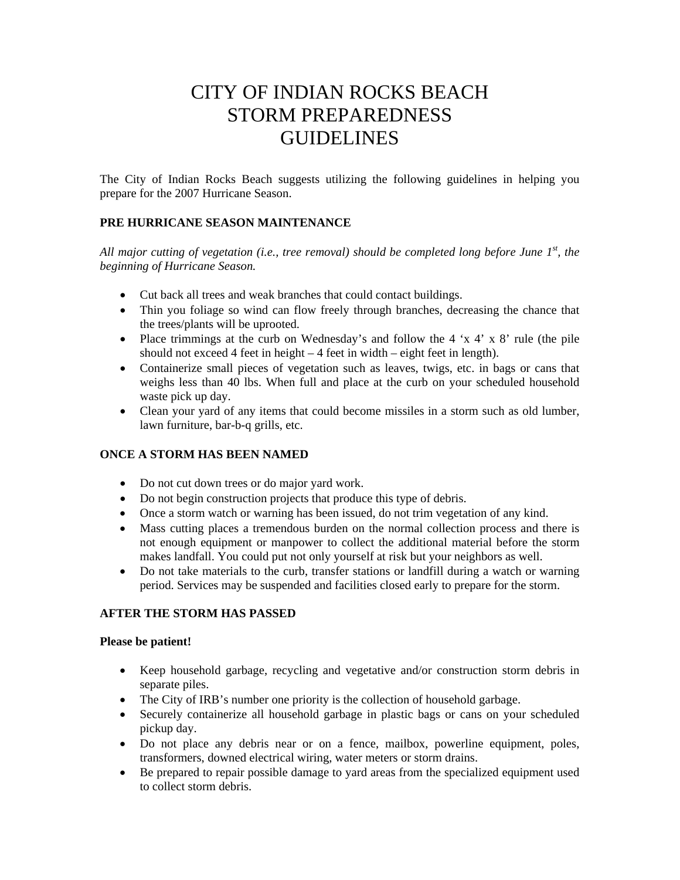# CITY OF INDIAN ROCKS BEACH STORM PREPAREDNESS GUIDELINES

The City of Indian Rocks Beach suggests utilizing the following guidelines in helping you prepare for the 2007 Hurricane Season.

**PRE HURRICANE SEASON MAINTENANCE**

*All major cutting of vegetation (i.e., tree removal) should be completed long before June 1st, the beginning of Hurricane Season.*

- Cut back all trees and weak branches that could contact buildings.
- Thin you foliage so wind can flow freely through branches, decreasing the chance that the trees/plants will be uprooted.
- Place trimmings at the curb on Wednesday's and follow the 4 'x 4' x 8' rule (the pile should not exceed 4 feet in height – 4 feet in width – eight feet in length).
- Containerize small pieces of vegetation such as leaves, twigs, etc. in bags or cans that weighs less than 40 lbs. When full and place at the curb on your scheduled household waste pick up day.
- Clean your yard of any items that could become missiles in a storm such as old lumber, lawn furniture, bar-b-q grills, etc.

**ONCE A STORM HAS BEEN NAMED**

- Do not cut down trees or do major yard work.
- Do not begin construction projects that produce this type of debris.
- Once a storm watch or warning has been issued, do not trim vegetation of any kind.
- Mass cutting places a tremendous burden on the normal collection process and there is not enough equipment or manpower to collect the additional material before the storm makes landfall. You could put not only yourself at risk but your neighbors as well.
- Do not take materials to the curb, transfer stations or landfill during a watch or warning period. Services may be suspended and facilities closed early to prepare for the storm.

**AFTER THE STORM HAS PASSED**

**Please be patient!**

- Keep household garbage, recycling and vegetative and/or construction storm debris in separate piles.
- The City of IRB's number one priority is the collection of household garbage.
- Securely containerize all household garbage in plastic bags or cans on your scheduled pickup day.
- Do not place any debris near or on a fence, mailbox, powerline equipment, poles, transformers, downed electrical wiring, water meters or storm drains.
- Be prepared to repair possible damage to yard areas from the specialized equipment used to collect storm debris.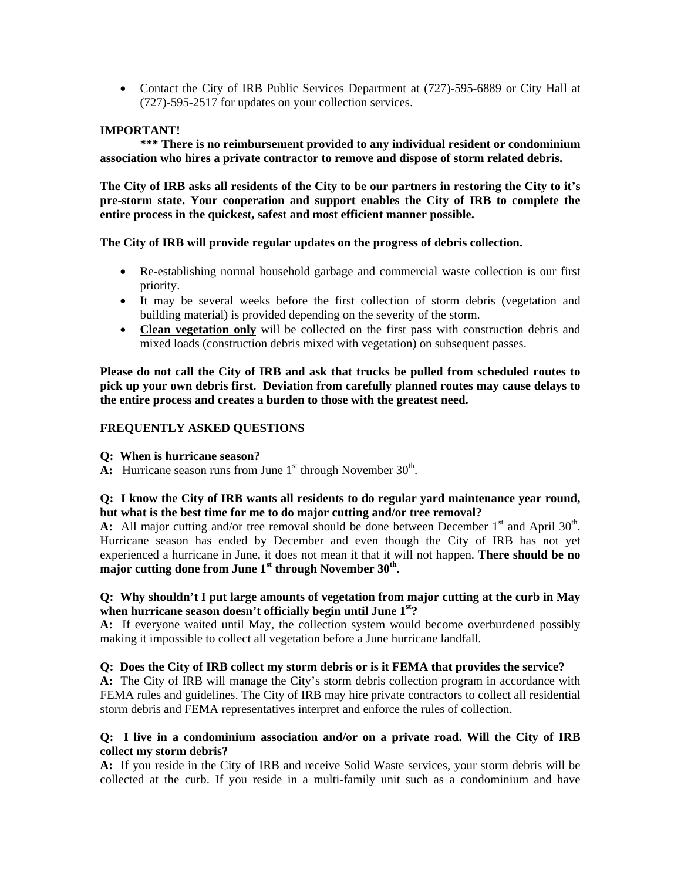- Contact the City of IRB Public Services Department at (727)-595-6889 or City Hall at (727)-595-2517 for updates on your collection services.

**IMPORTANT!**

**\*\*\* There is no reimbursement provided to any individual resident or condominium association who hires a private contractor to remove and dispose of storm related debris.**

**The City of IRB asks all residents of the City to be our partners in restoring the City to it's pre-storm state. Your cooperation and support enables the City of IRB to complete the entire process in the quickest, safest and most efficient manner possible.**

**The City of IRB will provide regular updates on the progress of debris collection.**

- Re-establishing normal household garbage and commercial waste collection is our first priority.
- It may be several weeks before the first collection of storm debris (vegetation and building material) is provided depending on the severity of the storm.
- **<u>Clean vegetation only</u>** will be collected on the first pass with construction debris and mixed loads (construction debris mixed with vegetation) on subsequent passes.

**Please do not call the City of IRB and ask that trucks be pulled from scheduled routes to pick up your own debris first. Deviation from carefully planned routes may cause delays to the entire process and creates a burden to those with the greatest need.**

## FREQUENTLY ASKED QUESTIONS

**Q: When is hurricane season?**
**A:** Hurricane season runs from June 1st through November 30th.

**Q: I know the City of IRB wants all residents to do regular yard maintenance year round, but what is the best time for me to do major cutting and/or tree removal?**
**A:** All major cutting and/or tree removal should be done between December 1st and April 30th. Hurricane season has ended by December and even though the City of IRB has not yet experienced a hurricane in June, it does not mean it that it will not happen. **There should be no major cutting done from June 1st through November 30th.**

**Q: Why shouldn't I put large amounts of vegetation from major cutting at the curb in May when hurricane season doesn't officially begin until June 1st?**
**A:** If everyone waited until May, the collection system would become overburdened possibly making it impossible to collect all vegetation before a June hurricane landfall.

**Q: Does the City of IRB collect my storm debris or is it FEMA that provides the service?**
**A:** The City of IRB will manage the City's storm debris collection program in accordance with FEMA rules and guidelines. The City of IRB may hire private contractors to collect all residential storm debris and FEMA representatives interpret and enforce the rules of collection.

**Q: I live in a condominium association and/or on a private road. Will the City of IRB collect my storm debris?**
**A:** If you reside in the City of IRB and receive Solid Waste services, your storm debris will be collected at the curb. If you reside in a multi-family unit such as a condominium and have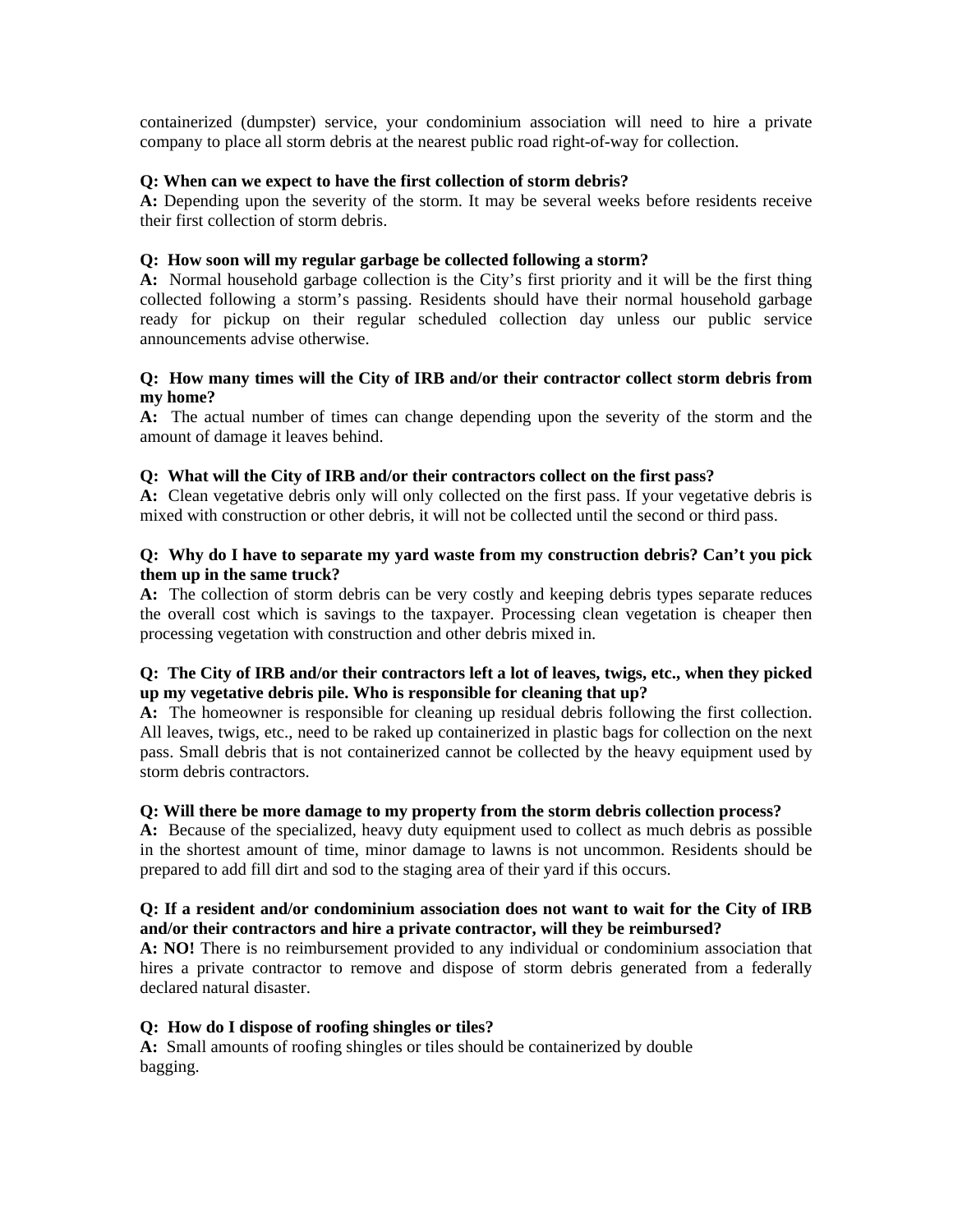containerized (dumpster) service, your condominium association will need to hire a private company to place all storm debris at the nearest public road right-of-way for collection.

**Q: When can we expect to have the first collection of storm debris?**
**A:** Depending upon the severity of the storm. It may be several weeks before residents receive their first collection of storm debris.

**Q: How soon will my regular garbage be collected following a storm?**
**A:** Normal household garbage collection is the City's first priority and it will be the first thing collected following a storm's passing. Residents should have their normal household garbage ready for pickup on their regular scheduled collection day unless our public service announcements advise otherwise.

**Q: How many times will the City of IRB and/or their contractor collect storm debris from my home?**
**A:** The actual number of times can change depending upon the severity of the storm and the amount of damage it leaves behind.

**Q: What will the City of IRB and/or their contractors collect on the first pass?**
**A:** Clean vegetative debris only will only collected on the first pass. If your vegetative debris is mixed with construction or other debris, it will not be collected until the second or third pass.

**Q: Why do I have to separate my yard waste from my construction debris? Can't you pick them up in the same truck?**
**A:** The collection of storm debris can be very costly and keeping debris types separate reduces the overall cost which is savings to the taxpayer. Processing clean vegetation is cheaper then processing vegetation with construction and other debris mixed in.

**Q: The City of IRB and/or their contractors left a lot of leaves, twigs, etc., when they picked up my vegetative debris pile. Who is responsible for cleaning that up?**
**A:** The homeowner is responsible for cleaning up residual debris following the first collection. All leaves, twigs, etc., need to be raked up containerized in plastic bags for collection on the next pass. Small debris that is not containerized cannot be collected by the heavy equipment used by storm debris contractors.

**Q: Will there be more damage to my property from the storm debris collection process?**
**A:** Because of the specialized, heavy duty equipment used to collect as much debris as possible in the shortest amount of time, minor damage to lawns is not uncommon. Residents should be prepared to add fill dirt and sod to the staging area of their yard if this occurs.

**Q: If a resident and/or condominium association does not want to wait for the City of IRB and/or their contractors and hire a private contractor, will they be reimbursed?**
**A: NO!** There is no reimbursement provided to any individual or condominium association that hires a private contractor to remove and dispose of storm debris generated from a federally declared natural disaster.

**Q: How do I dispose of roofing shingles or tiles?**
**A:** Small amounts of roofing shingles or tiles should be containerized by double bagging.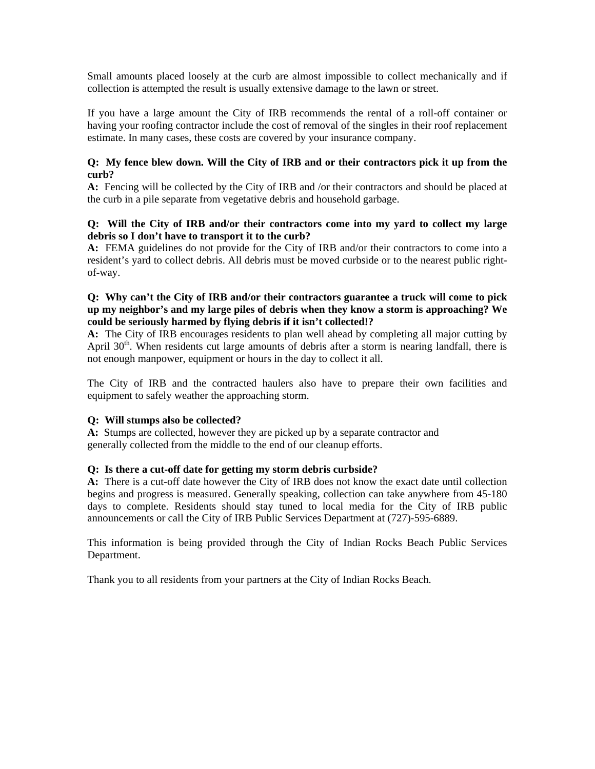Small amounts placed loosely at the curb are almost impossible to collect mechanically and if collection is attempted the result is usually extensive damage to the lawn or street.

If you have a large amount the City of IRB recommends the rental of a roll-off container or having your roofing contractor include the cost of removal of the singles in their roof replacement estimate. In many cases, these costs are covered by your insurance company.

**Q: My fence blew down. Will the City of IRB and or their contractors pick it up from the curb?**
**A:** Fencing will be collected by the City of IRB and /or their contractors and should be placed at the curb in a pile separate from vegetative debris and household garbage.

**Q: Will the City of IRB and/or their contractors come into my yard to collect my large debris so I don't have to transport it to the curb?**
**A:** FEMA guidelines do not provide for the City of IRB and/or their contractors to come into a resident's yard to collect debris. All debris must be moved curbside or to the nearest public right-of-way.

**Q: Why can't the City of IRB and/or their contractors guarantee a truck will come to pick up my neighbor's and my large piles of debris when they know a storm is approaching? We could be seriously harmed by flying debris if it isn't collected!?**
**A:** The City of IRB encourages residents to plan well ahead by completing all major cutting by April 30th. When residents cut large amounts of debris after a storm is nearing landfall, there is not enough manpower, equipment or hours in the day to collect it all.

The City of IRB and the contracted haulers also have to prepare their own facilities and equipment to safely weather the approaching storm.

**Q: Will stumps also be collected?**
**A:** Stumps are collected, however they are picked up by a separate contractor and generally collected from the middle to the end of our cleanup efforts.

**Q: Is there a cut-off date for getting my storm debris curbside?**
**A:** There is a cut-off date however the City of IRB does not know the exact date until collection begins and progress is measured. Generally speaking, collection can take anywhere from 45-180 days to complete. Residents should stay tuned to local media for the City of IRB public announcements or call the City of IRB Public Services Department at (727)-595-6889.

This information is being provided through the City of Indian Rocks Beach Public Services Department.

Thank you to all residents from your partners at the City of Indian Rocks Beach.